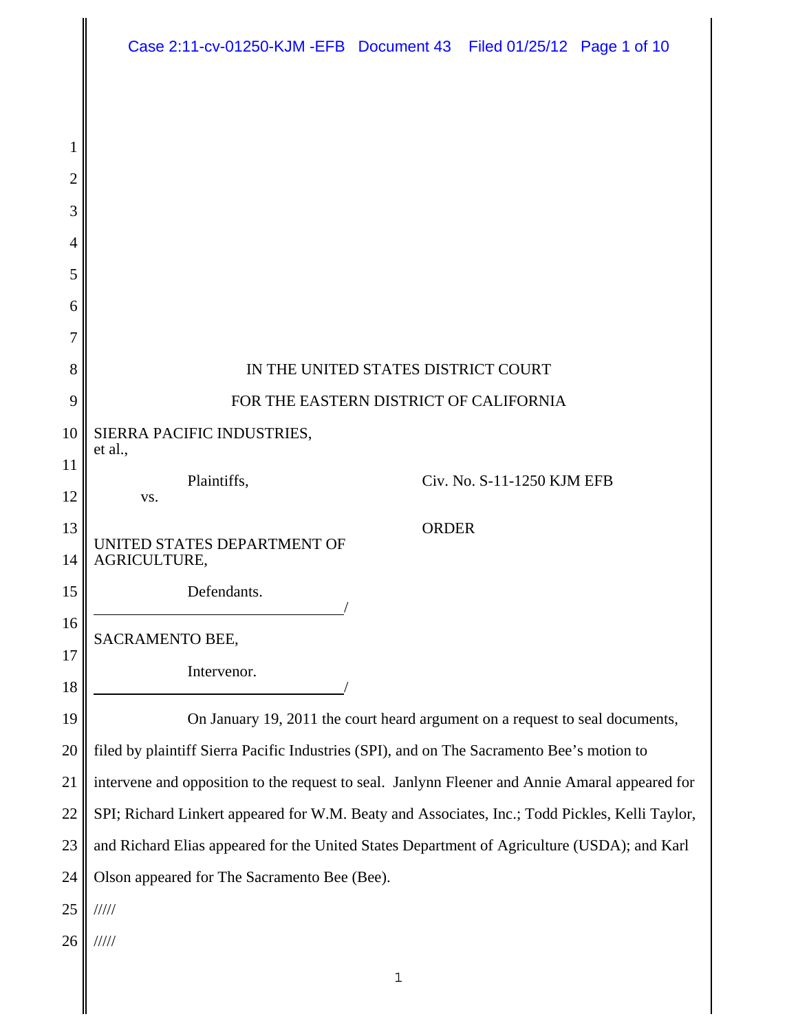IN THE UNITED STATES DISTRICT COURT

FOR THE EASTERN DISTRICT OF CALIFORNIA

SIERRA PACIFIC INDUSTRIES, et al.,

Plaintiffs, 

vs.

UNITED STATES DEPARTMENT OF AGRICULTURE,

Defendants.

/

SACRAMENTO BEE,

Intervenor.

/

Civ. No. S-11-1250 KJM EFB

ORDER

On January 19, 2011 the court heard argument on a request to seal documents, filed by plaintiff Sierra Pacific Industries (SPI), and on The Sacramento Bee's motion to intervene and opposition to the request to seal. Janlynn Fleener and Annie Amaral appeared for SPI; Richard Linkert appeared for W.M. Beaty and Associates, Inc.; Todd Pickles, Kelli Taylor, and Richard Elias appeared for the United States Department of Agriculture (USDA); and Karl Olson appeared for The Sacramento Bee (Bee).

/////

/////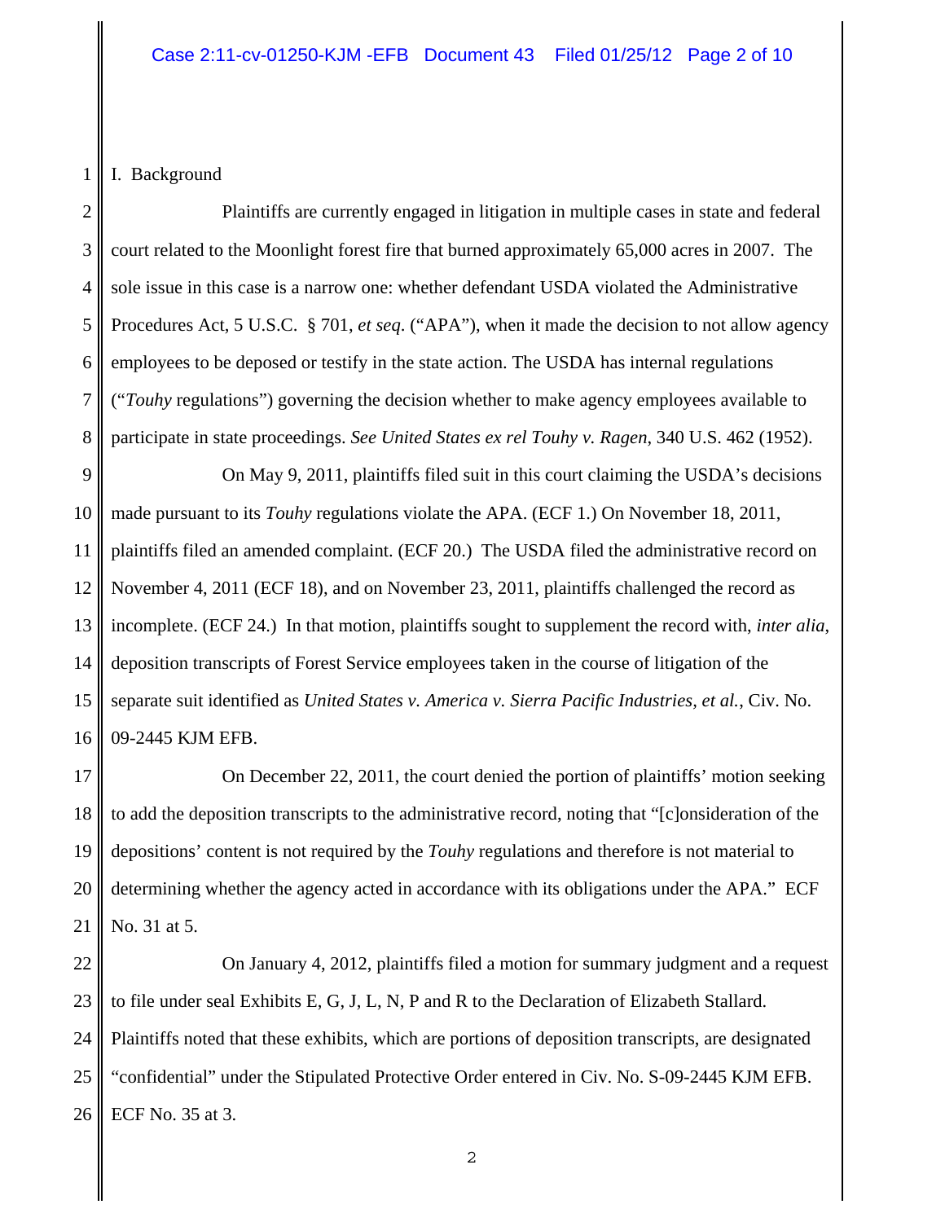I. Background

Plaintiffs are currently engaged in litigation in multiple cases in state and federal court related to the Moonlight forest fire that burned approximately 65,000 acres in 2007. The sole issue in this case is a narrow one: whether defendant USDA violated the Administrative Procedures Act, 5 U.S.C. § 701, *et seq*. ("APA"), when it made the decision to not allow agency employees to be deposed or testify in the state action. The USDA has internal regulations ("*Touhy* regulations") governing the decision whether to make agency employees available to participate in state proceedings. *See United States ex rel Touhy v. Ragen*, 340 U.S. 462 (1952).

On May 9, 2011, plaintiffs filed suit in this court claiming the USDA's decisions made pursuant to its *Touhy* regulations violate the APA. (ECF 1.) On November 18, 2011, plaintiffs filed an amended complaint. (ECF 20.) The USDA filed the administrative record on November 4, 2011 (ECF 18), and on November 23, 2011, plaintiffs challenged the record as incomplete. (ECF 24.) In that motion, plaintiffs sought to supplement the record with, *inter alia*, deposition transcripts of Forest Service employees taken in the course of litigation of the separate suit identified as *United States v. America v. Sierra Pacific Industries, et al.*, Civ. No. 09-2445 KJM EFB.

On December 22, 2011, the court denied the portion of plaintiffs' motion seeking to add the deposition transcripts to the administrative record, noting that "[c]onsideration of the depositions' content is not required by the *Touhy* regulations and therefore is not material to determining whether the agency acted in accordance with its obligations under the APA." ECF No. 31 at 5.

On January 4, 2012, plaintiffs filed a motion for summary judgment and a request to file under seal Exhibits E, G, J, L, N, P and R to the Declaration of Elizabeth Stallard. Plaintiffs noted that these exhibits, which are portions of deposition transcripts, are designated "confidential" under the Stipulated Protective Order entered in Civ. No. S-09-2445 KJM EFB. ECF No. 35 at 3.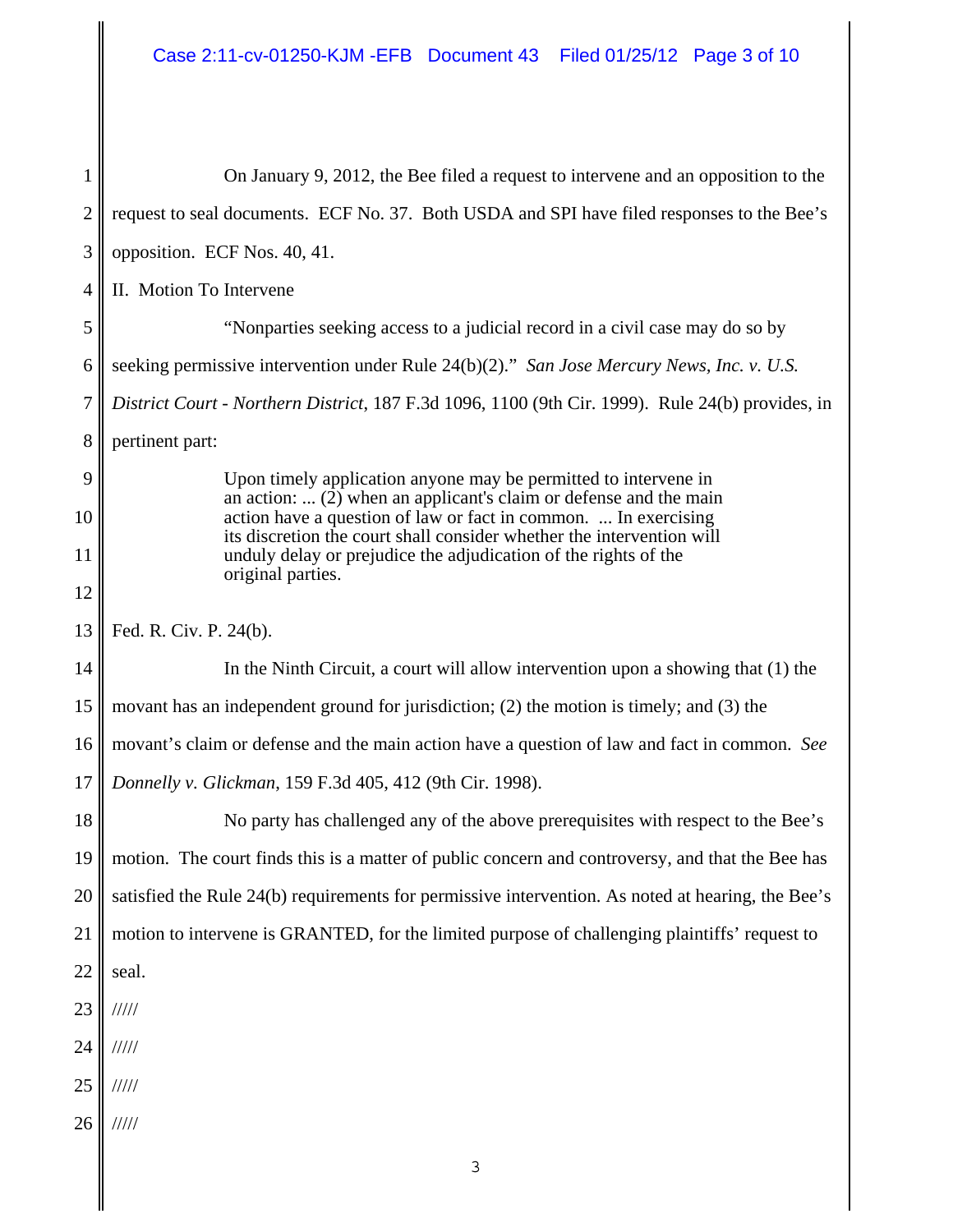On January 9, 2012, the Bee filed a request to intervene and an opposition to the request to seal documents. ECF No. 37. Both USDA and SPI have filed responses to the Bee's opposition. ECF Nos. 40, 41.

## II. Motion To Intervene

"Nonparties seeking access to a judicial record in a civil case may do so by seeking permissive intervention under Rule 24(b)(2)." *San Jose Mercury News, Inc. v. U.S. District Court - Northern District*, 187 F.3d 1096, 1100 (9th Cir. 1999). Rule 24(b) provides, in pertinent part:

> Upon timely application anyone may be permitted to intervene in an action: ... (2) when an applicant's claim or defense and the main action have a question of law or fact in common. ... In exercising its discretion the court shall consider whether the intervention will unduly delay or prejudice the adjudication of the rights of the original parties.

Fed. R. Civ. P. 24(b).

In the Ninth Circuit, a court will allow intervention upon a showing that (1) the movant has an independent ground for jurisdiction; (2) the motion is timely; and (3) the movant's claim or defense and the main action have a question of law and fact in common. *See Donnelly v. Glickman*, 159 F.3d 405, 412 (9th Cir. 1998).

No party has challenged any of the above prerequisites with respect to the Bee's motion. The court finds this is a matter of public concern and controversy, and that the Bee has satisfied the Rule 24(b) requirements for permissive intervention. As noted at hearing, the Bee's motion to intervene is GRANTED, for the limited purpose of challenging plaintiffs' request to seal.

/////

/////

/////

/////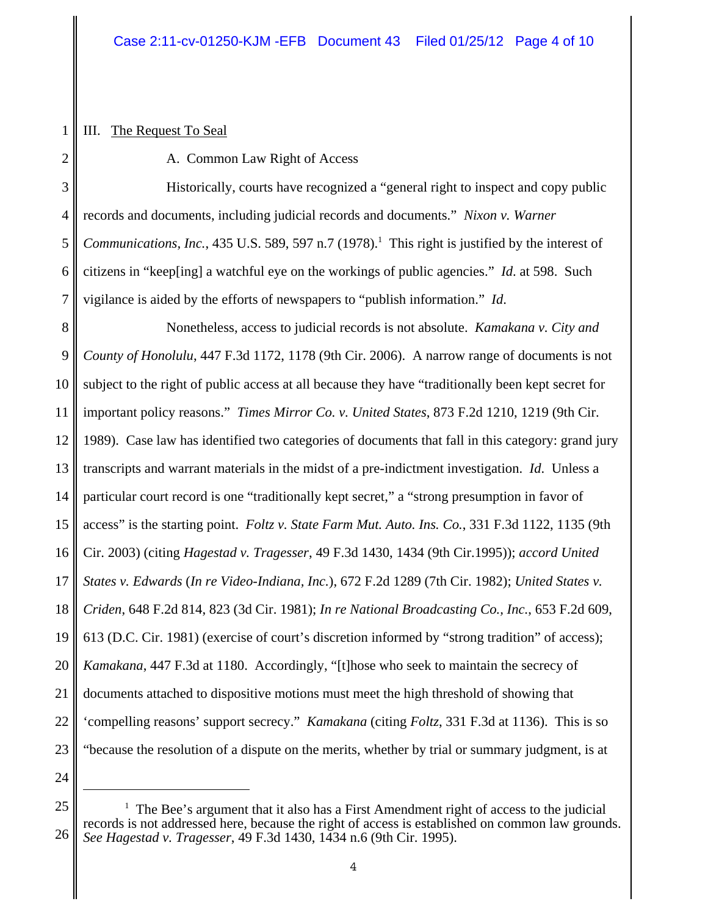## III. The Request To Seal

### A. Common Law Right of Access

Historically, courts have recognized a "general right to inspect and copy public records and documents, including judicial records and documents." *Nixon v. Warner Communications, Inc.*, 435 U.S. 589, 597 n.7 (1978).[1] This right is justified by the interest of citizens in "keep[ing] a watchful eye on the workings of public agencies." *Id*. at 598. Such vigilance is aided by the efforts of newspapers to "publish information." *Id*.

Nonetheless, access to judicial records is not absolute. *Kamakana v. City and County of Honolulu*, 447 F.3d 1172, 1178 (9th Cir. 2006). A narrow range of documents is not subject to the right of public access at all because they have "traditionally been kept secret for important policy reasons." *Times Mirror Co. v. United States*, 873 F.2d 1210, 1219 (9th Cir. 1989). Case law has identified two categories of documents that fall in this category: grand jury transcripts and warrant materials in the midst of a pre-indictment investigation. *Id*. Unless a particular court record is one "traditionally kept secret," a "strong presumption in favor of access" is the starting point. *Foltz v. State Farm Mut. Auto. Ins. Co.*, 331 F.3d 1122, 1135 (9th Cir. 2003) (citing *Hagestad v. Tragesser*, 49 F.3d 1430, 1434 (9th Cir.1995)); *accord United States v. Edwards* (*In re Video-Indiana, Inc.*), 672 F.2d 1289 (7th Cir. 1982); *United States v. Criden*, 648 F.2d 814, 823 (3d Cir. 1981); *In re National Broadcasting Co., Inc.*, 653 F.2d 609, 613 (D.C. Cir. 1981) (exercise of court's discretion informed by "strong tradition" of access); *Kamakana*, 447 F.3d at 1180. Accordingly, "[t]hose who seek to maintain the secrecy of documents attached to dispositive motions must meet the high threshold of showing that 'compelling reasons' support secrecy." *Kamakana* (citing *Foltz*, 331 F.3d at 1136). This is so "because the resolution of a dispute on the merits, whether by trial or summary judgment, is at

---

[1] The Bee's argument that it also has a First Amendment right of access to the judicial records is not addressed here, because the right of access is established on common law grounds. *See Hagestad v. Tragesser*, 49 F.3d 1430, 1434 n.6 (9th Cir. 1995).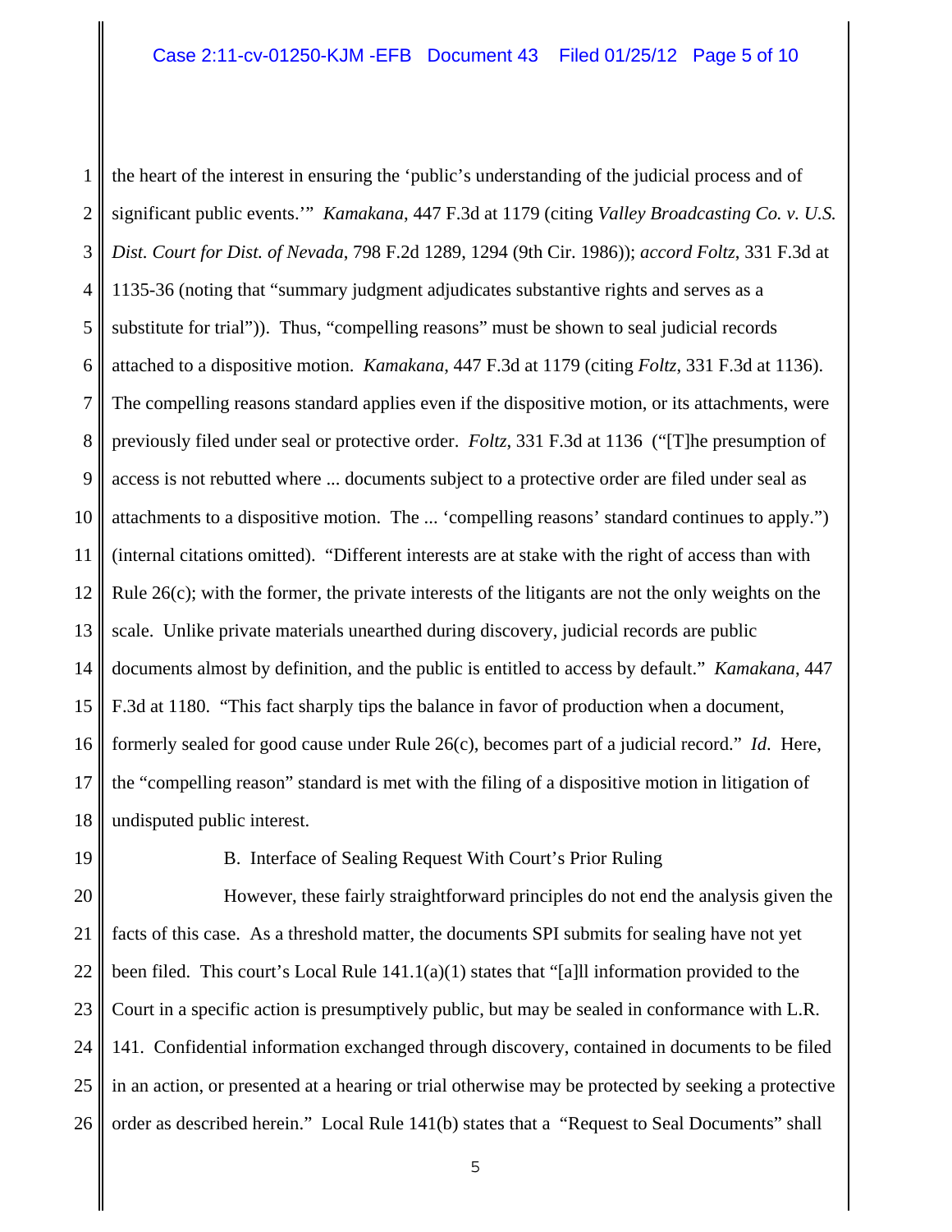the heart of the interest in ensuring the 'public's understanding of the judicial process and of significant public events.'" *Kamakana*, 447 F.3d at 1179 (citing *Valley Broadcasting Co. v. U.S. Dist. Court for Dist. of Nevada*, 798 F.2d 1289, 1294 (9th Cir. 1986)); *accord Foltz*, 331 F.3d at 1135-36 (noting that "summary judgment adjudicates substantive rights and serves as a substitute for trial")). Thus, "compelling reasons" must be shown to seal judicial records attached to a dispositive motion. *Kamakana*, 447 F.3d at 1179 (citing *Foltz*, 331 F.3d at 1136). The compelling reasons standard applies even if the dispositive motion, or its attachments, were previously filed under seal or protective order. *Foltz*, 331 F.3d at 1136 ("[T]he presumption of access is not rebutted where ... documents subject to a protective order are filed under seal as attachments to a dispositive motion. The ... 'compelling reasons' standard continues to apply.") (internal citations omitted). "Different interests are at stake with the right of access than with Rule 26(c); with the former, the private interests of the litigants are not the only weights on the scale. Unlike private materials unearthed during discovery, judicial records are public documents almost by definition, and the public is entitled to access by default." *Kamakana*, 447 F.3d at 1180. "This fact sharply tips the balance in favor of production when a document, formerly sealed for good cause under Rule 26(c), becomes part of a judicial record." *Id*. Here, the "compelling reason" standard is met with the filing of a dispositive motion in litigation of undisputed public interest.

B. Interface of Sealing Request With Court's Prior Ruling

However, these fairly straightforward principles do not end the analysis given the facts of this case. As a threshold matter, the documents SPI submits for sealing have not yet been filed. This court's Local Rule 141.1(a)(1) states that "[a]ll information provided to the Court in a specific action is presumptively public, but may be sealed in conformance with L.R. 141. Confidential information exchanged through discovery, contained in documents to be filed in an action, or presented at a hearing or trial otherwise may be protected by seeking a protective order as described herein." Local Rule 141(b) states that a "Request to Seal Documents" shall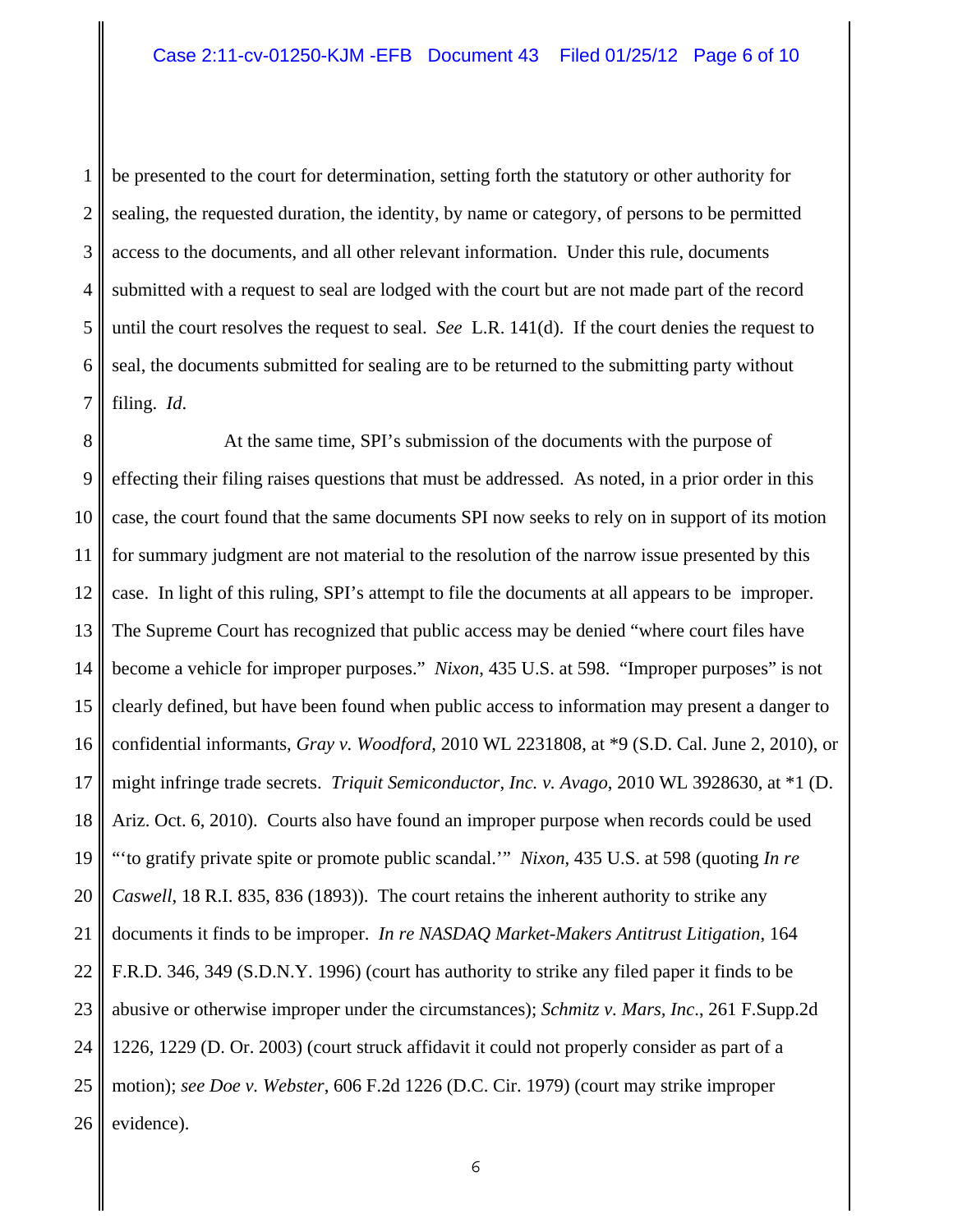be presented to the court for determination, setting forth the statutory or other authority for sealing, the requested duration, the identity, by name or category, of persons to be permitted access to the documents, and all other relevant information. Under this rule, documents submitted with a request to seal are lodged with the court but are not made part of the record until the court resolves the request to seal. *See* L.R. 141(d). If the court denies the request to seal, the documents submitted for sealing are to be returned to the submitting party without filing. *Id*.

At the same time, SPI's submission of the documents with the purpose of effecting their filing raises questions that must be addressed. As noted, in a prior order in this case, the court found that the same documents SPI now seeks to rely on in support of its motion for summary judgment are not material to the resolution of the narrow issue presented by this case. In light of this ruling, SPI's attempt to file the documents at all appears to be improper. The Supreme Court has recognized that public access may be denied "where court files have become a vehicle for improper purposes." *Nixon*, 435 U.S. at 598. "Improper purposes" is not clearly defined, but have been found when public access to information may present a danger to confidential informants, *Gray v. Woodford*, 2010 WL 2231808, at *9 (S.D. Cal. June 2, 2010), or might infringe trade secrets. *Triquit Semiconductor, Inc. v. Avago*, 2010 WL 3928630, at *1 (D. Ariz. Oct. 6, 2010). Courts also have found an improper purpose when records could be used "'to gratify private spite or promote public scandal.'" *Nixon*, 435 U.S. at 598 (quoting *In re Caswell*, 18 R.I. 835, 836 (1893)). The court retains the inherent authority to strike any documents it finds to be improper. *In re NASDAQ Market-Makers Antitrust Litigation*, 164 F.R.D. 346, 349 (S.D.N.Y. 1996) (court has authority to strike any filed paper it finds to be abusive or otherwise improper under the circumstances); *Schmitz v. Mars, Inc.*, 261 F.Supp.2d 1226, 1229 (D. Or. 2003) (court struck affidavit it could not properly consider as part of a motion); *see Doe v. Webster*, 606 F.2d 1226 (D.C. Cir. 1979) (court may strike improper evidence).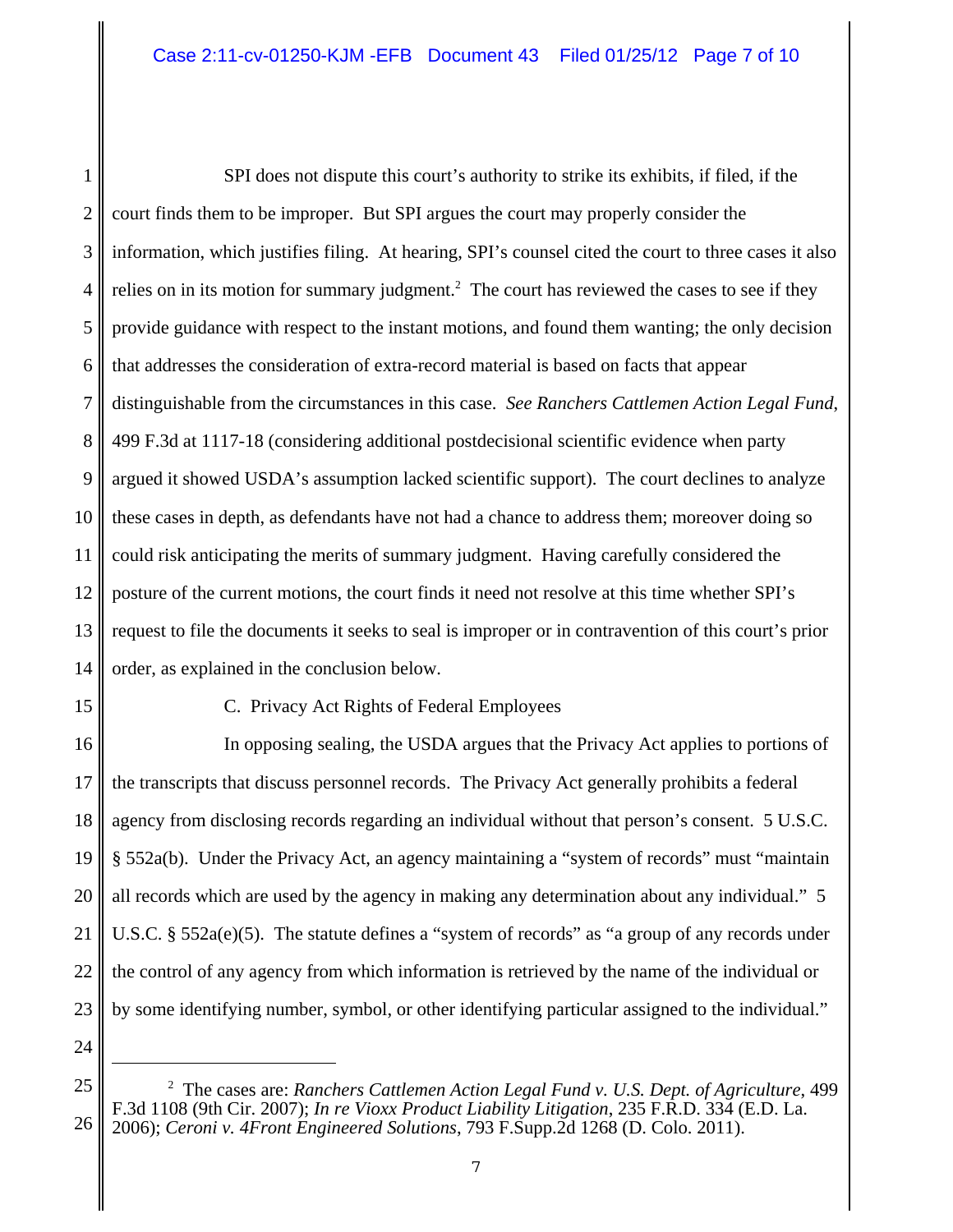SPI does not dispute this court's authority to strike its exhibits, if filed, if the court finds them to be improper. But SPI argues the court may properly consider the information, which justifies filing. At hearing, SPI's counsel cited the court to three cases it also relies on in its motion for summary judgment.[2] The court has reviewed the cases to see if they provide guidance with respect to the instant motions, and found them wanting; the only decision that addresses the consideration of extra-record material is based on facts that appear distinguishable from the circumstances in this case. *See Ranchers Cattlemen Action Legal Fund*, 499 F.3d at 1117-18 (considering additional postdecisional scientific evidence when party argued it showed USDA's assumption lacked scientific support). The court declines to analyze these cases in depth, as defendants have not had a chance to address them; moreover doing so could risk anticipating the merits of summary judgment. Having carefully considered the posture of the current motions, the court finds it need not resolve at this time whether SPI's request to file the documents it seeks to seal is improper or in contravention of this court's prior order, as explained in the conclusion below.

C. Privacy Act Rights of Federal Employees

In opposing sealing, the USDA argues that the Privacy Act applies to portions of the transcripts that discuss personnel records. The Privacy Act generally prohibits a federal agency from disclosing records regarding an individual without that person's consent. 5 U.S.C. § 552a(b). Under the Privacy Act, an agency maintaining a "system of records" must "maintain all records which are used by the agency in making any determination about any individual." 5 U.S.C. § 552a(e)(5). The statute defines a "system of records" as "a group of any records under the control of any agency from which information is retrieved by the name of the individual or by some identifying number, symbol, or other identifying particular assigned to the individual."

---

[2] The cases are: *Ranchers Cattlemen Action Legal Fund v. U.S. Dept. of Agriculture*, 499 F.3d 1108 (9th Cir. 2007); *In re Vioxx Product Liability Litigation*, 235 F.R.D. 334 (E.D. La. 2006); *Ceroni v. 4Front Engineered Solutions*, 793 F.Supp.2d 1268 (D. Colo. 2011).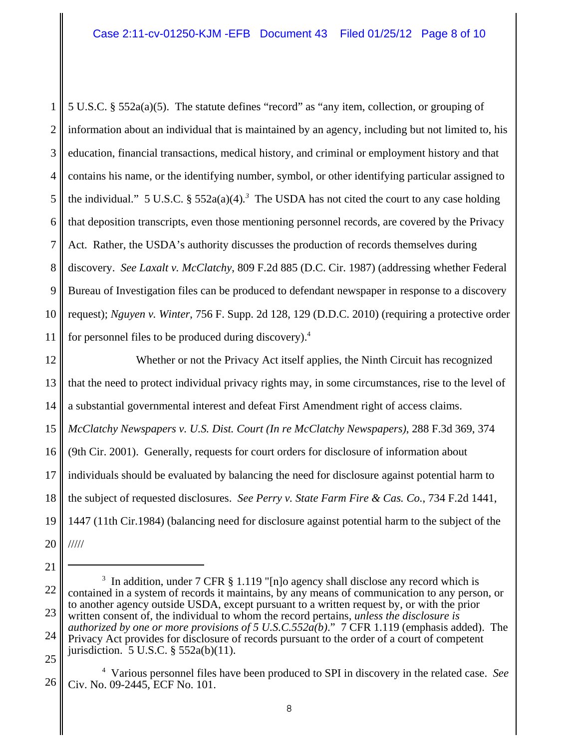5 U.S.C. § 552a(a)(5). The statute defines "record" as "any item, collection, or grouping of information about an individual that is maintained by an agency, including but not limited to, his education, financial transactions, medical history, and criminal or employment history and that contains his name, or the identifying number, symbol, or other identifying particular assigned to the individual." 5 U.S.C. § 552a(a)(4).[3] The USDA has not cited the court to any case holding that deposition transcripts, even those mentioning personnel records, are covered by the Privacy Act. Rather, the USDA's authority discusses the production of records themselves during discovery. *See Laxalt v. McClatchy*, 809 F.2d 885 (D.C. Cir. 1987) (addressing whether Federal Bureau of Investigation files can be produced to defendant newspaper in response to a discovery request); *Nguyen v. Winter*, 756 F. Supp. 2d 128, 129 (D.D.C. 2010) (requiring a protective order for personnel files to be produced during discovery).[4]

Whether or not the Privacy Act itself applies, the Ninth Circuit has recognized that the need to protect individual privacy rights may, in some circumstances, rise to the level of a substantial governmental interest and defeat First Amendment right of access claims. *McClatchy Newspapers v. U.S. Dist. Court (In re McClatchy Newspapers)*, 288 F.3d 369, 374 (9th Cir. 2001). Generally, requests for court orders for disclosure of information about individuals should be evaluated by balancing the need for disclosure against potential harm to the subject of requested disclosures. *See Perry v. State Farm Fire & Cas. Co.*, 734 F.2d 1441, 1447 (11th Cir.1984) (balancing need for disclosure against potential harm to the subject of the

/////

---

[3] In addition, under 7 CFR § 1.119 "[n]o agency shall disclose any record which is contained in a system of records it maintains, by any means of communication to any person, or to another agency outside USDA, except pursuant to a written request by, or with the prior written consent of, the individual to whom the record pertains, *unless the disclosure is authorized by one or more provisions of 5 U.S.C.552a(b)*." 7 CFR 1.119 (emphasis added). The Privacy Act provides for disclosure of records pursuant to the order of a court of competent jurisdiction. 5 U.S.C. § 552a(b)(11).

[4] Various personnel files have been produced to SPI in discovery in the related case. *See* Civ. No. 09-2445, ECF No. 101.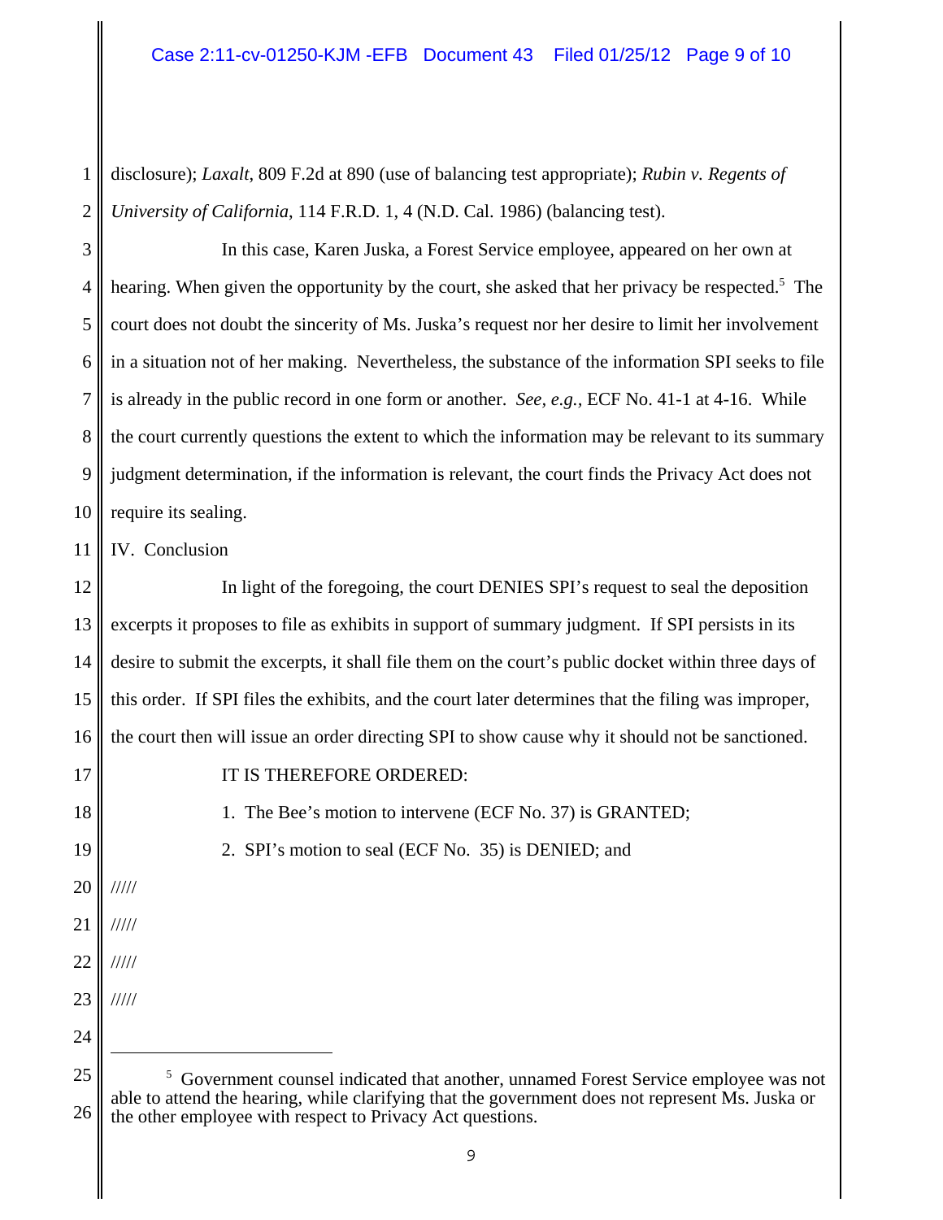disclosure); *Laxalt*, 809 F.2d at 890 (use of balancing test appropriate); *Rubin v. Regents of University of California*, 114 F.R.D. 1, 4 (N.D. Cal. 1986) (balancing test).

In this case, Karen Juska, a Forest Service employee, appeared on her own at hearing. When given the opportunity by the court, she asked that her privacy be respected.[5] The court does not doubt the sincerity of Ms. Juska's request nor her desire to limit her involvement in a situation not of her making. Nevertheless, the substance of the information SPI seeks to file is already in the public record in one form or another. *See, e.g.*, ECF No. 41-1 at 4-16. While the court currently questions the extent to which the information may be relevant to its summary judgment determination, if the information is relevant, the court finds the Privacy Act does not require its sealing.

IV. Conclusion

In light of the foregoing, the court DENIES SPI's request to seal the deposition excerpts it proposes to file as exhibits in support of summary judgment. If SPI persists in its desire to submit the excerpts, it shall file them on the court's public docket within three days of this order. If SPI files the exhibits, and the court later determines that the filing was improper, the court then will issue an order directing SPI to show cause why it should not be sanctioned.

IT IS THEREFORE ORDERED:

1. The Bee's motion to intervene (ECF No. 37) is GRANTED;

2. SPI's motion to seal (ECF No. 35) is DENIED; and

/////

/////

/////

/////

[5] Government counsel indicated that another, unnamed Forest Service employee was not able to attend the hearing, while clarifying that the government does not represent Ms. Juska or the other employee with respect to Privacy Act questions.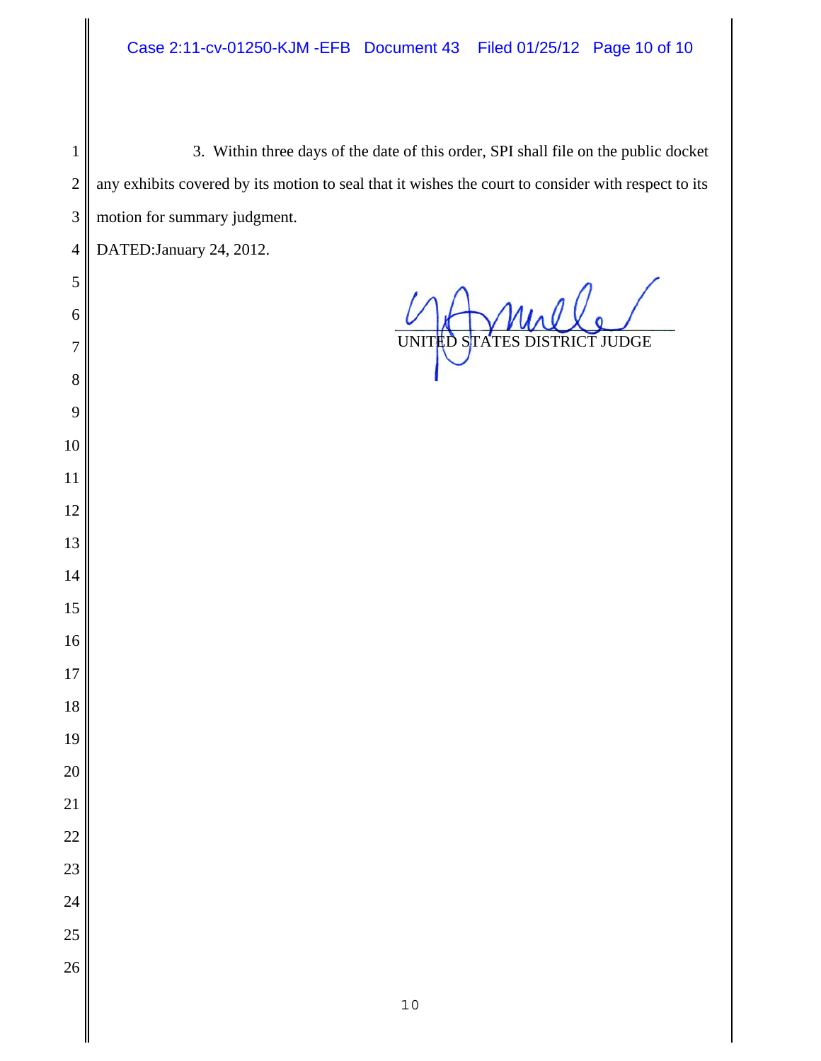3. Within three days of the date of this order, SPI shall file on the public docket any exhibits covered by its motion to seal that it wishes the court to consider with respect to its motion for summary judgment.

DATED:January 24, 2012.

UNITED STATES DISTRICT JUDGE